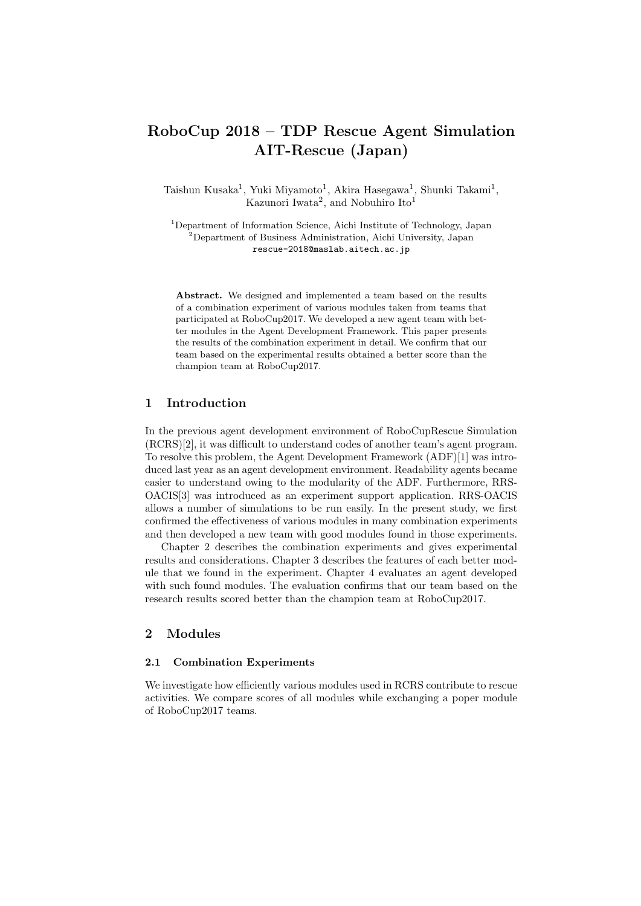# RoboCup 2018 – TDP Rescue Agent Simulation AIT-Rescue (Japan)

Taishun Kusaka[1], Yuki Miyamoto[1], Akira Hasegawa[1], Shunki Takami[1], Kazunori Iwata[2], and Nobuhiro Ito[1]

[1]Department of Information Science, Aichi Institute of Technology, Japan
[2]Department of Business Administration, Aichi University, Japan
rescue-2018@maslab.aitech.ac.jp

**Abstract.** We designed and implemented a team based on the results of a combination experiment of various modules taken from teams that participated at RoboCup2017. We developed a new agent team with better modules in the Agent Development Framework. This paper presents the results of the combination experiment in detail. We confirm that our team based on the experimental results obtained a better score than the champion team at RoboCup2017.

## 1 Introduction

In the previous agent development environment of RoboCupRescue Simulation (RCRS)[2], it was difficult to understand codes of another team's agent program. To resolve this problem, the Agent Development Framework (ADF)[1] was introduced last year as an agent development environment. Readability agents became easier to understand owing to the modularity of the ADF. Furthermore, RRS-OACIS[3] was introduced as an experiment support application. RRS-OACIS allows a number of simulations to be run easily. In the present study, we first confirmed the effectiveness of various modules in many combination experiments and then developed a new team with good modules found in those experiments.

Chapter 2 describes the combination experiments and gives experimental results and considerations. Chapter 3 describes the features of each better module that we found in the experiment. Chapter 4 evaluates an agent developed with such found modules. The evaluation confirms that our team based on the research results scored better than the champion team at RoboCup2017.

## 2 Modules

### 2.1 Combination Experiments

We investigate how efficiently various modules used in RCRS contribute to rescue activities. We compare scores of all modules while exchanging a poper module of RoboCup2017 teams.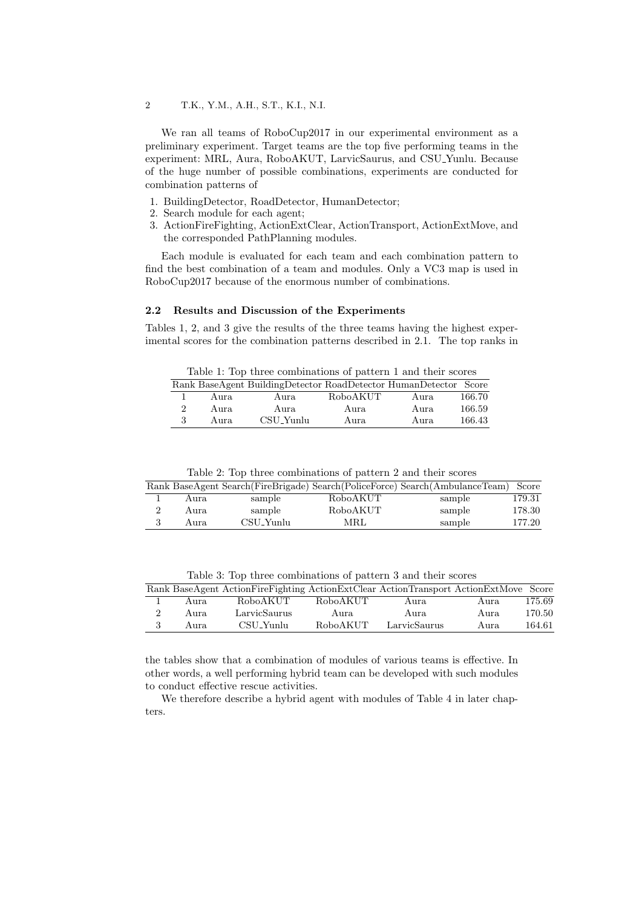We ran all teams of RoboCup2017 in our experimental environment as a preliminary experiment. Target teams are the top five performing teams in the experiment: MRL, Aura, RoboAKUT, LarvicSaurus, and CSU_Yunlu. Because of the huge number of possible combinations, experiments are conducted for combination patterns of

1. BuildingDetector, RoadDetector, HumanDetector;
2. Search module for each agent;
3. ActionFireFighting, ActionExtClear, ActionTransport, ActionExtMove, and the corresponded PathPlanning modules.

Each module is evaluated for each team and each combination pattern to find the best combination of a team and modules. Only a VC3 map is used in RoboCup2017 because of the enormous number of combinations.

### 2.2 Results and Discussion of the Experiments

Tables 1, 2, and 3 give the results of the three teams having the highest experimental scores for the combination patterns described in 2.1. The top ranks in the tables show that a combination of modules of various teams is effective. In other words, a well performing hybrid team can be developed with such modules to conduct effective rescue activities.

Table 1: Top three combinations of pattern 1 and their scores

| Rank | BaseAgent | BuildingDetector | RoadDetector | HumanDetector | Score |
|---|---|---|---|---|---|
| 1 | Aura | Aura | RoboAKUT | Aura | 166.70 |
| 2 | Aura | Aura | Aura | Aura | 166.59 |
| 3 | Aura | CSU_Yunlu | Aura | Aura | 166.43 |

Table 2: Top three combinations of pattern 2 and their scores

| Rank | BaseAgent | Search(FireBrigade) | Search(PoliceForce) | Search(AmbulanceTeam) | Score |
|---|---|---|---|---|---|
| 1 | Aura | sample | RoboAKUT | sample | 179.31 |
| 2 | Aura | sample | RoboAKUT | sample | 178.30 |
| 3 | Aura | CSU_Yunlu | MRL | sample | 177.20 |

Table 3: Top three combinations of pattern 3 and their scores

| Rank | BaseAgent | ActionFireFighting | ActionExtClear | ActionTransport | ActionExtMove | Score |
|---|---|---|---|---|---|---|
| 1 | Aura | RoboAKUT | RoboAKUT | Aura | Aura | 175.69 |
| 2 | Aura | LarvicSaurus | Aura | Aura | Aura | 170.50 |
| 3 | Aura | CSU_Yunlu | RoboAKUT | LarvicSaurus | Aura | 164.61 |

We therefore describe a hybrid agent with modules of Table 4 in later chapters.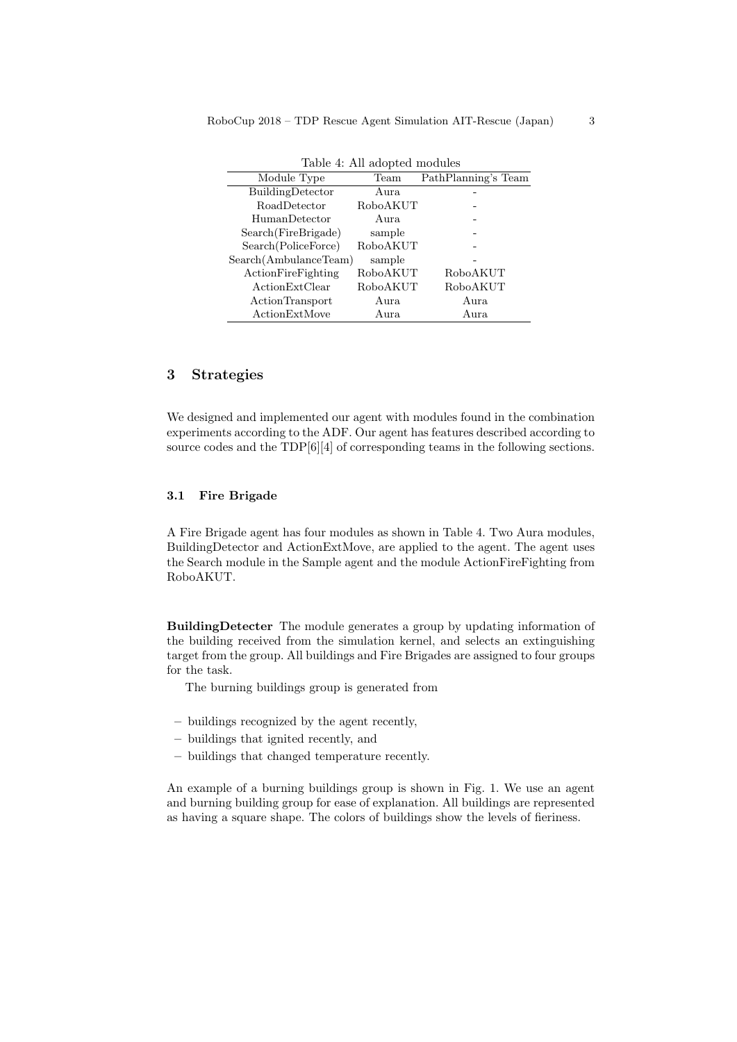Table 4: All adopted modules

| Module Type | Team | PathPlanning's Team |
|---|---|---|
| BuildingDetector | Aura | - |
| RoadDetector | RoboAKUT | - |
| HumanDetector | Aura | - |
| Search(FireBrigade) | sample | - |
| Search(PoliceForce) | RoboAKUT | - |
| Search(AmbulanceTeam) | sample | - |
| ActionFireFighting | RoboAKUT | RoboAKUT |
| ActionExtClear | RoboAKUT | RoboAKUT |
| ActionTransport | Aura | Aura |
| ActionExtMove | Aura | Aura |

## 3 Strategies

We designed and implemented our agent with modules found in the combination experiments according to the ADF. Our agent has features described according to source codes and the TDP[6][4] of corresponding teams in the following sections.

### 3.1 Fire Brigade

A Fire Brigade agent has four modules as shown in Table 4. Two Aura modules, BuildingDetector and ActionExtMove, are applied to the agent. The agent uses the Search module in the Sample agent and the module ActionFireFighting from RoboAKUT.

**BuildingDetecter** The module generates a group by updating information of the building received from the simulation kernel, and selects an extinguishing target from the group. All buildings and Fire Brigades are assigned to four groups for the task.

The burning buildings group is generated from

- buildings recognized by the agent recently,
- buildings that ignited recently, and
- buildings that changed temperature recently.

An example of a burning buildings group is shown in Fig. 1. We use an agent and burning building group for ease of explanation. All buildings are represented as having a square shape. The colors of buildings show the levels of fieriness.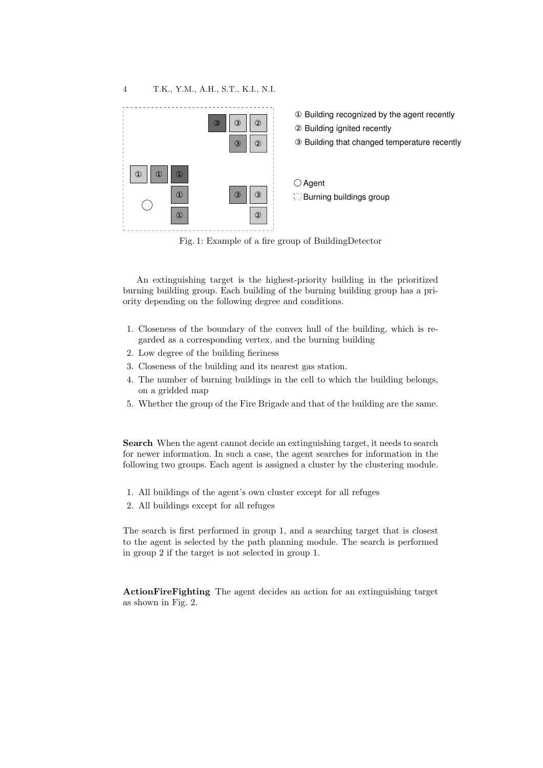Fig. 1: Example of a fire group of BuildingDetector

An extinguishing target is the highest-priority building in the prioritized burning building group. Each building of the burning building group has a priority depending on the following degree and conditions.

1. Closeness of the boundary of the convex hull of the building, which is regarded as a corresponding vertex, and the burning building
2. Low degree of the building fieriness
3. Closeness of the building and its nearest gas station.
4. The number of burning buildings in the cell to which the building belongs, on a gridded map
5. Whether the group of the Fire Brigade and that of the building are the same.

**Search** When the agent cannot decide an extinguishing target, it needs to search for newer information. In such a case, the agent searches for information in the following two groups. Each agent is assigned a cluster by the clustering module.

1. All buildings of the agent's own cluster except for all refuges
2. All buildings except for all refuges

The search is first performed in group 1, and a searching target that is closest to the agent is selected by the path planning module. The search is performed in group 2 if the target is not selected in group 1.

**ActionFireFighting** The agent decides an action for an extinguishing target as shown in Fig. 2.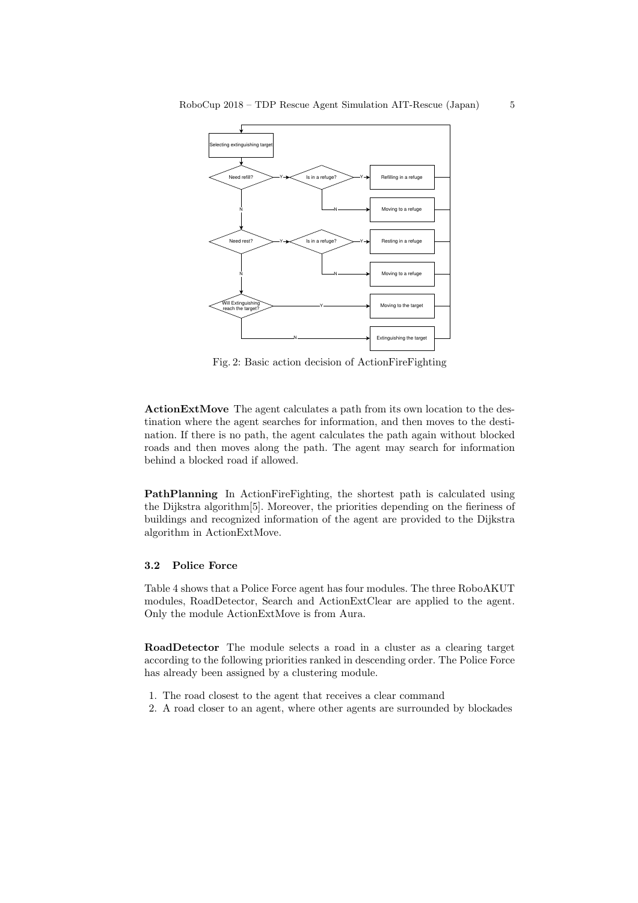Fig. 2: Basic action decision of ActionFireFighting

**ActionExtMove** The agent calculates a path from its own location to the destination where the agent searches for information, and then moves to the destination. If there is no path, the agent calculates the path again without blocked roads and then moves along the path. The agent may search for information behind a blocked road if allowed.

**PathPlanning** In ActionFireFighting, the shortest path is calculated using the Dijkstra algorithm[5]. Moreover, the priorities depending on the fieriness of buildings and recognized information of the agent are provided to the Dijkstra algorithm in ActionExtMove.

### 3.2 Police Force

Table 4 shows that a Police Force agent has four modules. The three RoboAKUT modules, RoadDetector, Search and ActionExtClear are applied to the agent. Only the module ActionExtMove is from Aura.

**RoadDetector** The module selects a road in a cluster as a clearing target according to the following priorities ranked in descending order. The Police Force has already been assigned by a clustering module.

1. The road closest to the agent that receives a clear command
2. A road closer to an agent, where other agents are surrounded by blockades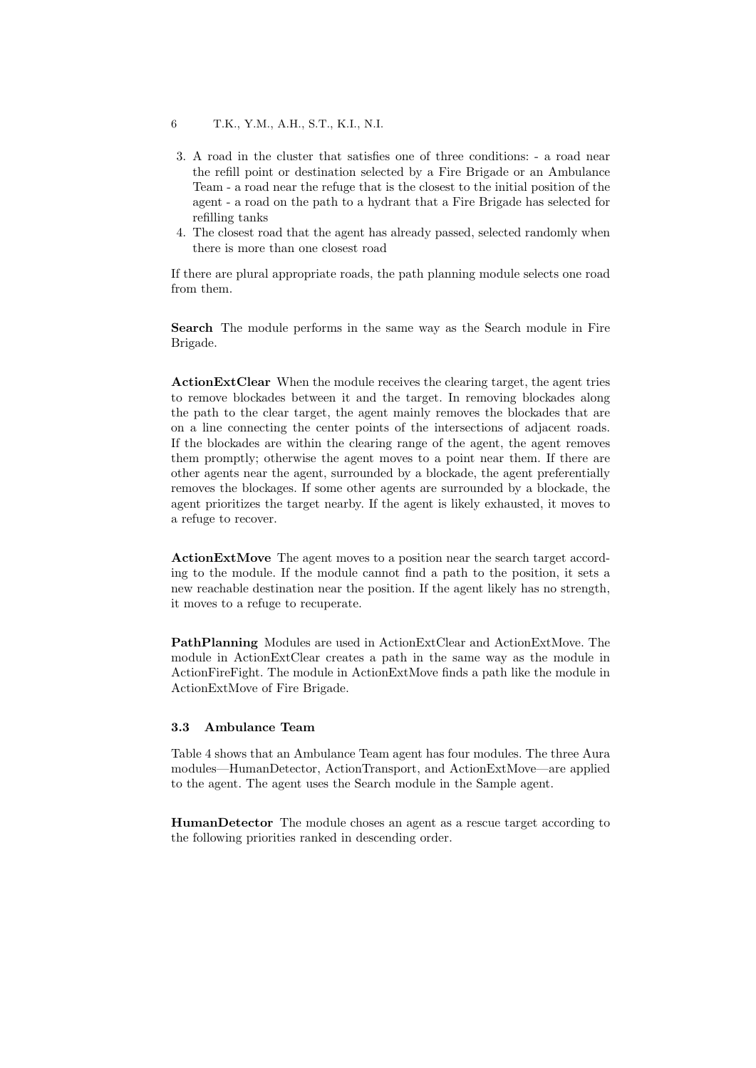3. A road in the cluster that satisfies one of three conditions: - a road near the refill point or destination selected by a Fire Brigade or an Ambulance Team - a road near the refuge that is the closest to the initial position of the agent - a road on the path to a hydrant that a Fire Brigade has selected for refilling tanks
4. The closest road that the agent has already passed, selected randomly when there is more than one closest road

If there are plural appropriate roads, the path planning module selects one road from them.

**Search** The module performs in the same way as the Search module in Fire Brigade.

**ActionExtClear** When the module receives the clearing target, the agent tries to remove blockades between it and the target. In removing blockades along the path to the clear target, the agent mainly removes the blockades that are on a line connecting the center points of the intersections of adjacent roads. If the blockades are within the clearing range of the agent, the agent removes them promptly; otherwise the agent moves to a point near them. If there are other agents near the agent, surrounded by a blockade, the agent preferentially removes the blockages. If some other agents are surrounded by a blockade, the agent prioritizes the target nearby. If the agent is likely exhausted, it moves to a refuge to recover.

**ActionExtMove** The agent moves to a position near the search target according to the module. If the module cannot find a path to the position, it sets a new reachable destination near the position. If the agent likely has no strength, it moves to a refuge to recuperate.

**PathPlanning** Modules are used in ActionExtClear and ActionExtMove. The module in ActionExtClear creates a path in the same way as the module in ActionFireFight. The module in ActionExtMove finds a path like the module in ActionExtMove of Fire Brigade.

### 3.3 Ambulance Team

Table 4 shows that an Ambulance Team agent has four modules. The three Aura modules—HumanDetector, ActionTransport, and ActionExtMove—are applied to the agent. The agent uses the Search module in the Sample agent.

**HumanDetector** The module choses an agent as a rescue target according to the following priorities ranked in descending order.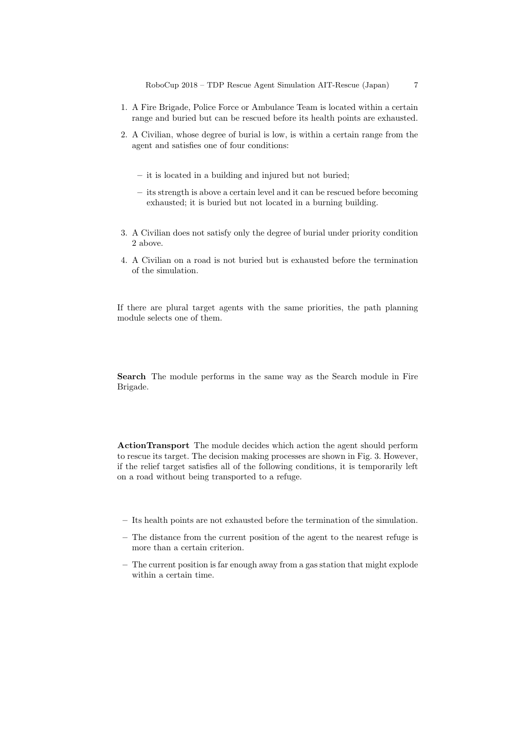1. A Fire Brigade, Police Force or Ambulance Team is located within a certain range and buried but can be rescued before its health points are exhausted.
2. A Civilian, whose degree of burial is low, is within a certain range from the agent and satisfies one of four conditions:

   – it is located in a building and injured but not buried;

   – its strength is above a certain level and it can be rescued before becoming exhausted; it is buried but not located in a burning building.

3. A Civilian does not satisfy only the degree of burial under priority condition 2 above.
4. A Civilian on a road is not buried but is exhausted before the termination of the simulation.

If there are plural target agents with the same priorities, the path planning module selects one of them.

**Search** The module performs in the same way as the Search module in Fire Brigade.

**ActionTransport** The module decides which action the agent should perform to rescue its target. The decision making processes are shown in Fig. 3. However, if the relief target satisfies all of the following conditions, it is temporarily left on a road without being transported to a refuge.

– Its health points are not exhausted before the termination of the simulation.

– The distance from the current position of the agent to the nearest refuge is more than a certain criterion.

– The current position is far enough away from a gas station that might explode within a certain time.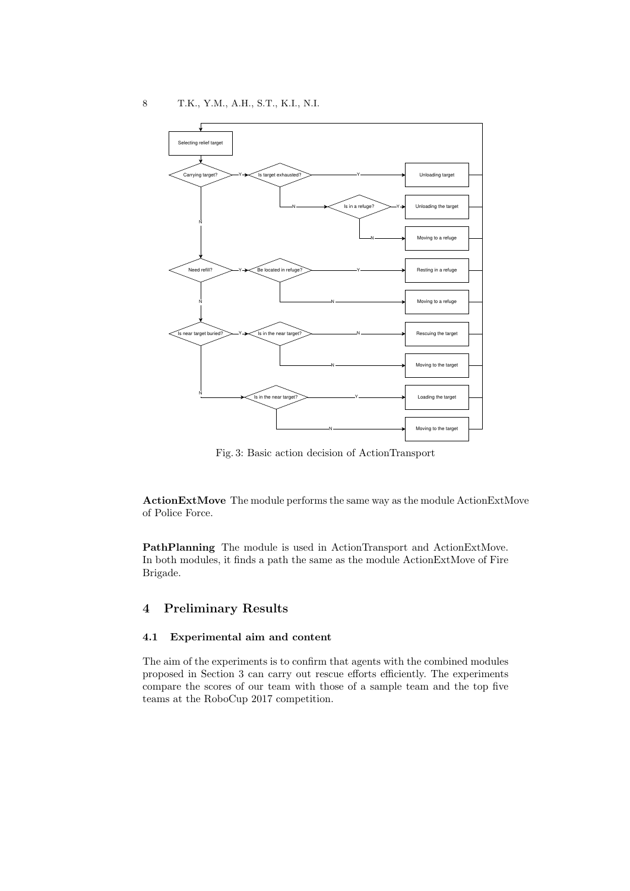Fig. 3: Basic action decision of ActionTransport

**ActionExtMove** The module performs the same way as the module ActionExtMove of Police Force.

**PathPlanning** The module is used in ActionTransport and ActionExtMove. In both modules, it finds a path the same as the module ActionExtMove of Fire Brigade.

## 4 Preliminary Results

### 4.1 Experimental aim and content

The aim of the experiments is to confirm that agents with the combined modules proposed in Section 3 can carry out rescue efforts efficiently. The experiments compare the scores of our team with those of a sample team and the top five teams at the RoboCup 2017 competition.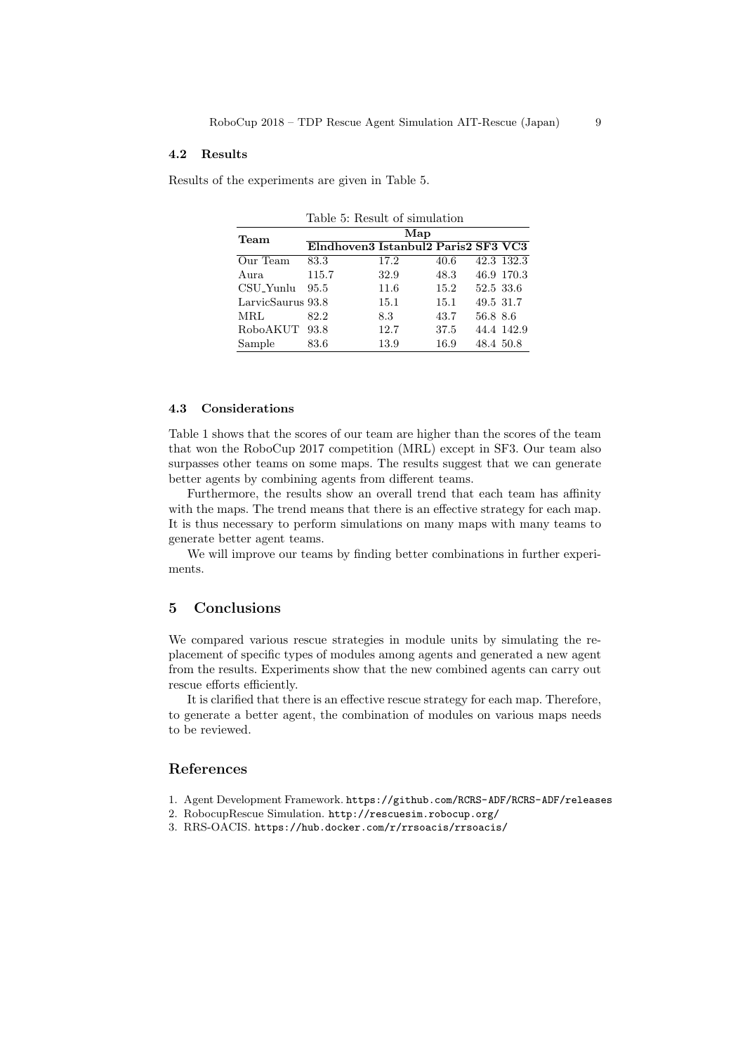### 4.2 Results

Results of the experiments are given in Table 5.

Table 5: Result of simulation

| Team | Map | | | | |
|---|---|---|---|---|---|
| | **Elndhoven3** | **Istanbul2** | **Paris2** | **SF3** | **VC3** |
| Our Team | 83.3 | 17.2 | 40.6 | 42.3 | 132.3 |
| Aura | 115.7 | 32.9 | 48.3 | 46.9 | 170.3 |
| CSU_Yunlu | 95.5 | 11.6 | 15.2 | 52.5 | 33.6 |
| LarvicSaurus | 93.8 | 15.1 | 15.1 | 49.5 | 31.7 |
| MRL | 82.2 | 8.3 | 43.7 | 56.8 | 8.6 |
| RoboAKUT | 93.8 | 12.7 | 37.5 | 44.4 | 142.9 |
| Sample | 83.6 | 13.9 | 16.9 | 48.4 | 50.8 |

### 4.3 Considerations

Table 1 shows that the scores of our team are higher than the scores of the team that won the RoboCup 2017 competition (MRL) except in SF3. Our team also surpasses other teams on some maps. The results suggest that we can generate better agents by combining agents from different teams.

Furthermore, the results show an overall trend that each team has affinity with the maps. The trend means that there is an effective strategy for each map. It is thus necessary to perform simulations on many maps with many teams to generate better agent teams.

We will improve our teams by finding better combinations in further experiments.

## 5 Conclusions

We compared various rescue strategies in module units by simulating the replacement of specific types of modules among agents and generated a new agent from the results. Experiments show that the new combined agents can carry out rescue efforts efficiently.

It is clarified that there is an effective rescue strategy for each map. Therefore, to generate a better agent, the combination of modules on various maps needs to be reviewed.

## References

1. Agent Development Framework. https://github.com/RCRS-ADF/RCRS-ADF/releases
2. RobocupRescue Simulation. http://rescuesim.robocup.org/
3. RRS-OACIS. https://hub.docker.com/r/rrsoacis/rrsoacis/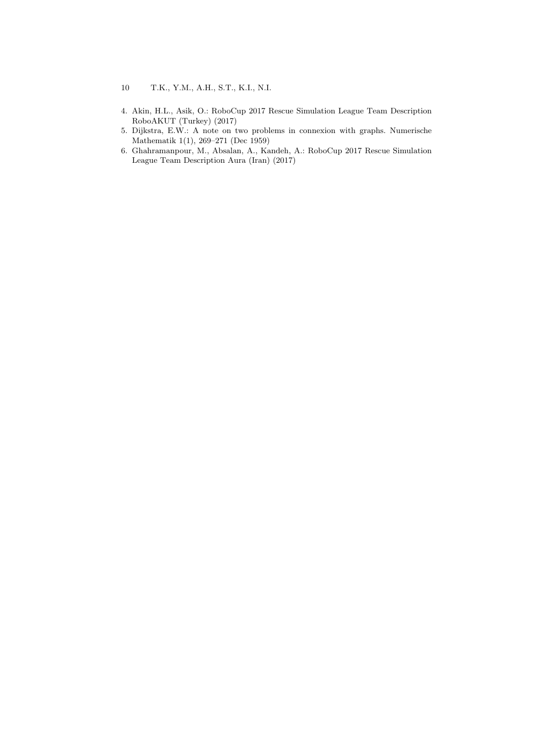4. Akin, H.L., Asik, O.: RoboCup 2017 Rescue Simulation League Team Description RoboAKUT (Turkey) (2017)
5. Dijkstra, E.W.: A note on two problems in connexion with graphs. Numerische Mathematik 1(1), 269–271 (Dec 1959)
6. Ghahramanpour, M., Absalan, A., Kandeh, A.: RoboCup 2017 Rescue Simulation League Team Description Aura (Iran) (2017)